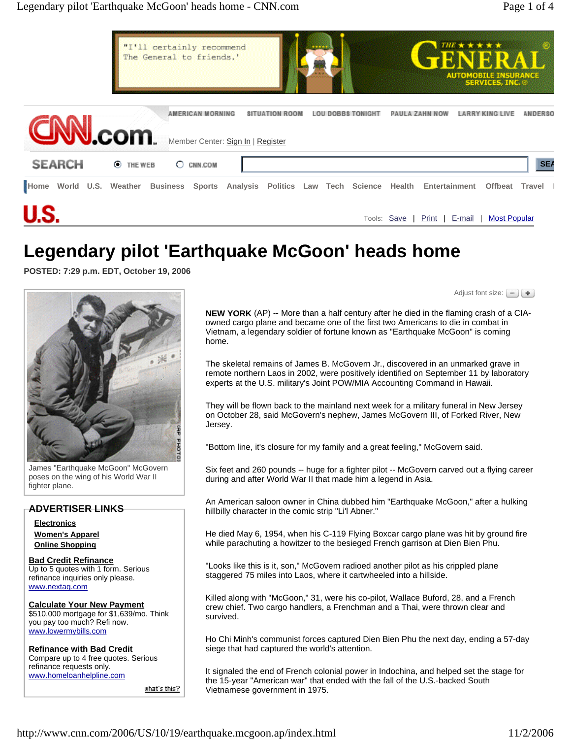# Legendary pilot 'Earthquake McGoon' heads home

**POSTED: 7:29 p.m. EDT, October 19, 2006**

James "Earthquake McGoon" McGovern poses on the wing of his World War II fighter plane.

**NEW YORK** (AP) -- More than a half century after he died in the flaming crash of a CIA-owned cargo plane and became one of the first two Americans to die in combat in Vietnam, a legendary soldier of fortune known as "Earthquake McGoon" is coming home.

The skeletal remains of James B. McGovern Jr., discovered in an unmarked grave in remote northern Laos in 2002, were positively identified on September 11 by laboratory experts at the U.S. military's Joint POW/MIA Accounting Command in Hawaii.

They will be flown back to the mainland next week for a military funeral in New Jersey on October 28, said McGovern's nephew, James McGovern III, of Forked River, New Jersey.

"Bottom line, it's closure for my family and a great feeling," McGovern said.

Six feet and 260 pounds -- huge for a fighter pilot -- McGovern carved out a flying career during and after World War II that made him a legend in Asia.

An American saloon owner in China dubbed him "Earthquake McGoon," after a hulking hillbilly character in the comic strip "Li'l Abner."

He died May 6, 1954, when his C-119 Flying Boxcar cargo plane was hit by ground fire while parachuting a howitzer to the besieged French garrison at Dien Bien Phu.

"Looks like this is it, son," McGovern radioed another pilot as his crippled plane staggered 75 miles into Laos, where it cartwheeled into a hillside.

Killed along with "McGoon," 31, were his co-pilot, Wallace Buford, 28, and a French crew chief. Two cargo handlers, a Frenchman and a Thai, were thrown clear and survived.

Ho Chi Minh's communist forces captured Dien Bien Phu the next day, ending a 57-day siege that had captured the world's attention.

It signaled the end of French colonial power in Indochina, and helped set the stage for the 15-year "American war" that ended with the fall of the U.S.-backed South Vietnamese government in 1975.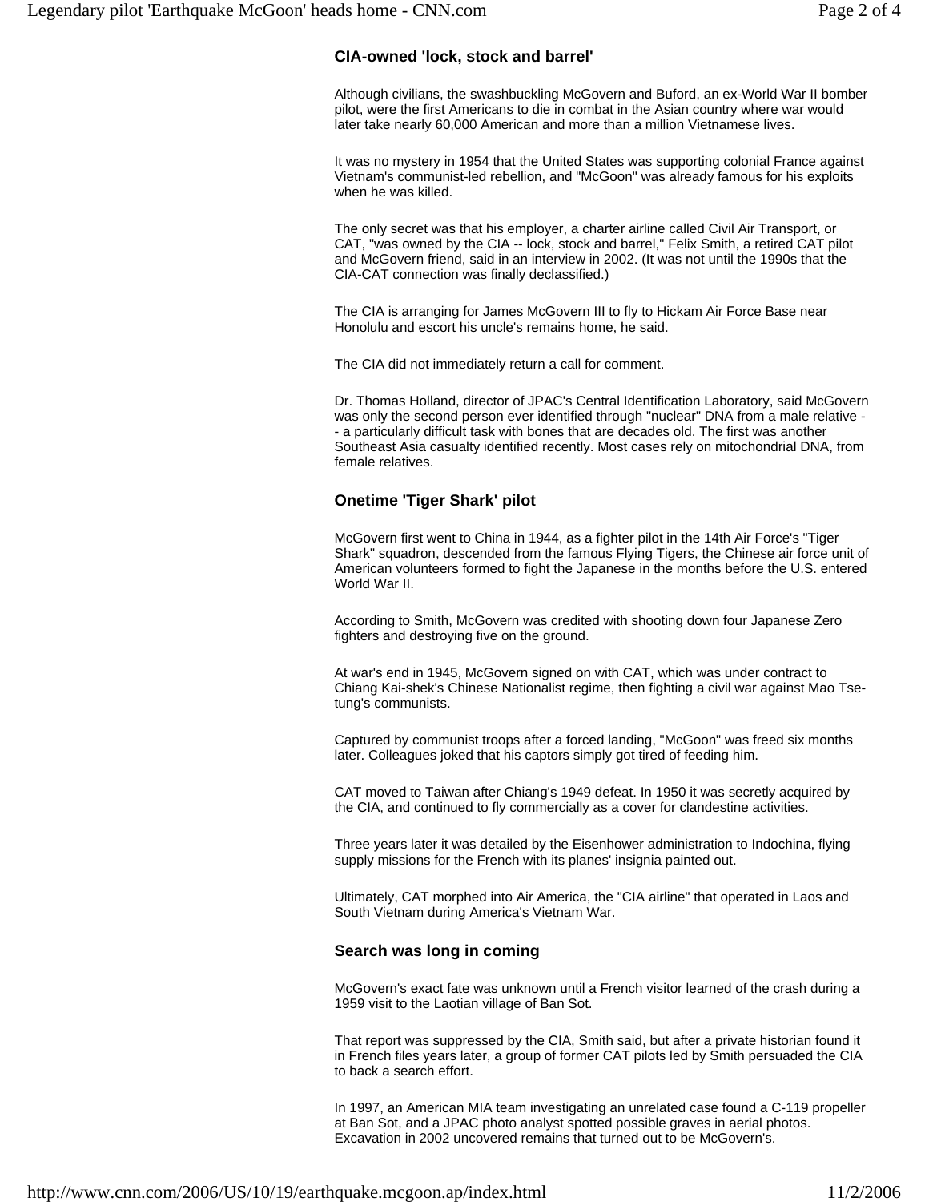### CIA-owned 'lock, stock and barrel'

Although civilians, the swashbuckling McGovern and Buford, an ex-World War II bomber pilot, were the first Americans to die in combat in the Asian country where war would later take nearly 60,000 American and more than a million Vietnamese lives.

It was no mystery in 1954 that the United States was supporting colonial France against Vietnam's communist-led rebellion, and "McGoon" was already famous for his exploits when he was killed.

The only secret was that his employer, a charter airline called Civil Air Transport, or CAT, "was owned by the CIA -- lock, stock and barrel," Felix Smith, a retired CAT pilot and McGovern friend, said in an interview in 2002. (It was not until the 1990s that the CIA-CAT connection was finally declassified.)

The CIA is arranging for James McGovern III to fly to Hickam Air Force Base near Honolulu and escort his uncle's remains home, he said.

The CIA did not immediately return a call for comment.

Dr. Thomas Holland, director of JPAC's Central Identification Laboratory, said McGovern was only the second person ever identified through "nuclear" DNA from a male relative -- a particularly difficult task with bones that are decades old. The first was another Southeast Asia casualty identified recently. Most cases rely on mitochondrial DNA, from female relatives.

### Onetime 'Tiger Shark' pilot

McGovern first went to China in 1944, as a fighter pilot in the 14th Air Force's "Tiger Shark" squadron, descended from the famous Flying Tigers, the Chinese air force unit of American volunteers formed to fight the Japanese in the months before the U.S. entered World War II.

According to Smith, McGovern was credited with shooting down four Japanese Zero fighters and destroying five on the ground.

At war's end in 1945, McGovern signed on with CAT, which was under contract to Chiang Kai-shek's Chinese Nationalist regime, then fighting a civil war against Mao Tse-tung's communists.

Captured by communist troops after a forced landing, "McGoon" was freed six months later. Colleagues joked that his captors simply got tired of feeding him.

CAT moved to Taiwan after Chiang's 1949 defeat. In 1950 it was secretly acquired by the CIA, and continued to fly commercially as a cover for clandestine activities.

Three years later it was detailed by the Eisenhower administration to Indochina, flying supply missions for the French with its planes' insignia painted out.

Ultimately, CAT morphed into Air America, the "CIA airline" that operated in Laos and South Vietnam during America's Vietnam War.

### Search was long in coming

McGovern's exact fate was unknown until a French visitor learned of the crash during a 1959 visit to the Laotian village of Ban Sot.

That report was suppressed by the CIA, Smith said, but after a private historian found it in French files years later, a group of former CAT pilots led by Smith persuaded the CIA to back a search effort.

In 1997, an American MIA team investigating an unrelated case found a C-119 propeller at Ban Sot, and a JPAC photo analyst spotted possible graves in aerial photos. Excavation in 2002 uncovered remains that turned out to be McGovern's.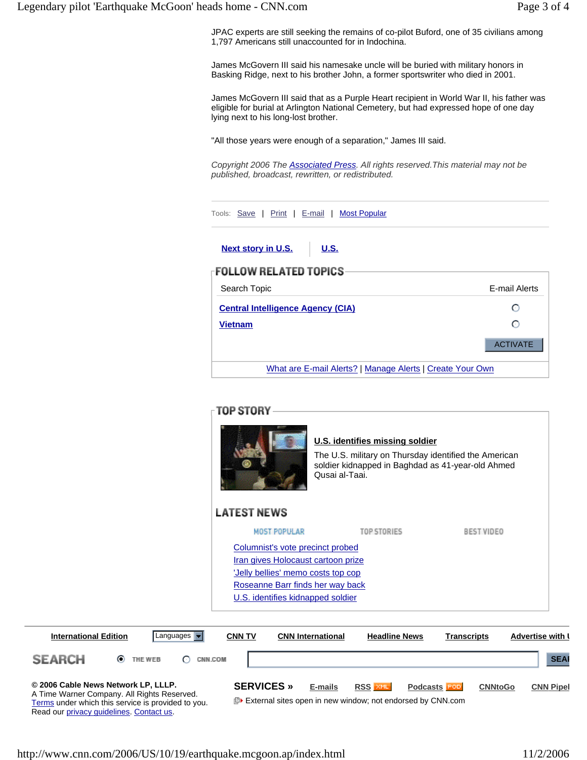JPAC experts are still seeking the remains of co-pilot Buford, one of 35 civilians among 1,797 Americans still unaccounted for in Indochina.

James McGovern III said his namesake uncle will be buried with military honors in Basking Ridge, next to his brother John, a former sportswriter who died in 2001.

James McGovern III said that as a Purple Heart recipient in World War II, his father was eligible for burial at Arlington National Cemetery, but had expressed hope of one day lying next to his long-lost brother.

"All those years were enough of a separation," James III said.

*Copyright 2006 The Associated Press. All rights reserved.This material may not be published, broadcast, rewritten, or redistributed.*

Tools: Save | Print | E-mail | Most Popular

**Next story in U.S.** | **U.S.**

## FOLLOW RELATED TOPICS

| Search Topic | E-mail Alerts |
|---|---|
| **Central Intelligence Agency (CIA)** | ○ |
| **Vietnam** | ○ |

ACTIVATE

What are E-mail Alerts? | Manage Alerts | Create Your Own

## TOP STORY

**U.S. identifies missing soldier**

The U.S. military on Thursday identified the American soldier kidnapped in Baghdad as 41-year-old Ahmed Qusai al-Taai.

## LATEST NEWS

MOST POPULAR TOP STORIES BEST VIDEO

- Columnist's vote precinct probed
- Iran gives Holocaust cartoon prize
- 'Jelly bellies' memo costs top cop
- Roseanne Barr finds her way back
- U.S. identifies kidnapped soldier

**International Edition** | Languages | **CNN TV** | **CNN International** | **Headline News** | **Transcripts** | **Advertise with U**

SEARCH ◉ THE WEB ○ CNN.COM SEAR

**© 2006 Cable News Network LP, LLLP.**
A Time Warner Company. All Rights Reserved.
Terms under which this service is provided to you.
Read our privacy guidelines. Contact us.

**SERVICES »** **E-mails** **RSS** XML **Podcasts** POD **CNNtoGo** **CNN Pipel**

External sites open in new window; not endorsed by CNN.com